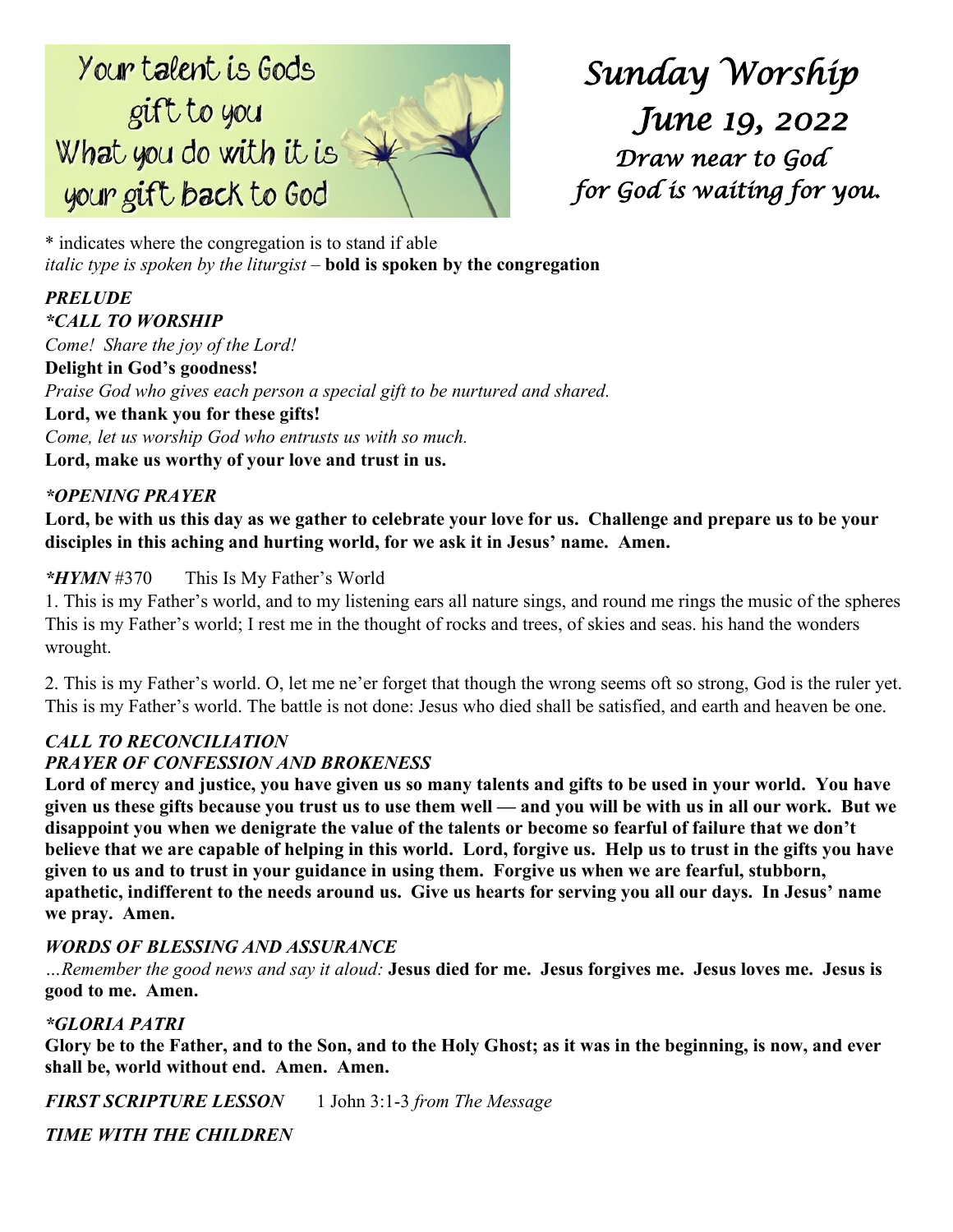Your talent is Gods gift to you
What you do with it is your gift back to God

# Sunday Worship
## June 19, 2022
*Draw near to God for God is waiting for you.*

* indicates where the congregation is to stand if able
*italic type is spoken by the liturgist* – **bold is spoken by the congregation**

***PRELUDE***

***\*CALL TO WORSHIP***

*Come! Share the joy of the Lord!*
**Delight in God's goodness!**
*Praise God who gives each person a special gift to be nurtured and shared.*
**Lord, we thank you for these gifts!**
*Come, let us worship God who entrusts us with so much.*
**Lord, make us worthy of your love and trust in us.**

***\*OPENING PRAYER***

**Lord, be with us this day as we gather to celebrate your love for us. Challenge and prepare us to be your disciples in this aching and hurting world, for we ask it in Jesus' name. Amen.**

***\*HYMN*** #370 This Is My Father's World

1. This is my Father's world, and to my listening ears all nature sings, and round me rings the music of the spheres This is my Father's world; I rest me in the thought of rocks and trees, of skies and seas. his hand the wonders wrought.

2. This is my Father's world. O, let me ne'er forget that though the wrong seems oft so strong, God is the ruler yet. This is my Father's world. The battle is not done: Jesus who died shall be satisfied, and earth and heaven be one.

***CALL TO RECONCILIATION***

***PRAYER OF CONFESSION AND BROKENESS***

**Lord of mercy and justice, you have given us so many talents and gifts to be used in your world. You have given us these gifts because you trust us to use them well — and you will be with us in all our work. But we disappoint you when we denigrate the value of the talents or become so fearful of failure that we don't believe that we are capable of helping in this world. Lord, forgive us. Help us to trust in the gifts you have given to us and to trust in your guidance in using them. Forgive us when we are fearful, stubborn, apathetic, indifferent to the needs around us. Give us hearts for serving you all our days. In Jesus' name we pray. Amen.**

***WORDS OF BLESSING AND ASSURANCE***

*…Remember the good news and say it aloud:* **Jesus died for me. Jesus forgives me. Jesus loves me. Jesus is good to me. Amen.**

***\*GLORIA PATRI***

**Glory be to the Father, and to the Son, and to the Holy Ghost; as it was in the beginning, is now, and ever shall be, world without end. Amen. Amen.**

***FIRST SCRIPTURE LESSON*** 1 John 3:1-3 *from The Message*

***TIME WITH THE CHILDREN***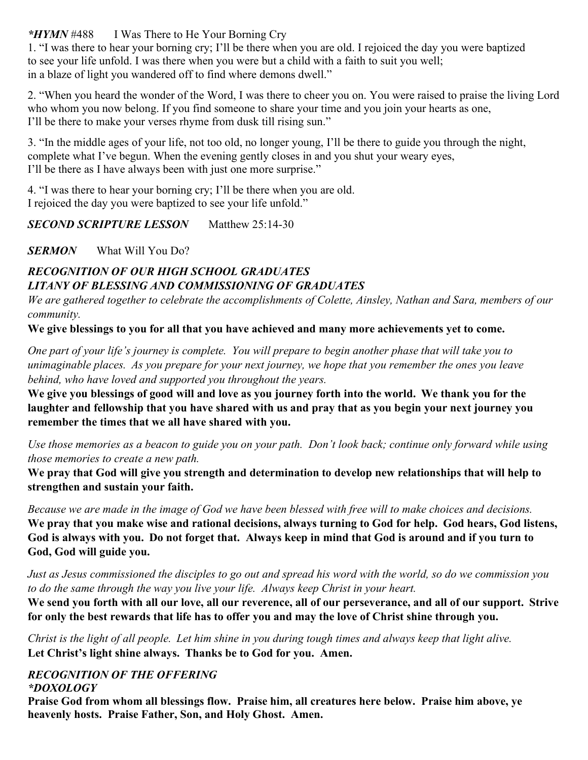***HYMN** #488 I Was There to He Your Borning Cry*

1. "I was there to hear your borning cry; I'll be there when you are old. I rejoiced the day you were baptized to see your life unfold. I was there when you were but a child with a faith to suit you well; in a blaze of light you wandered off to find where demons dwell."

2. "When you heard the wonder of the Word, I was there to cheer you on. You were raised to praise the living Lord who whom you now belong. If you find someone to share your time and you join your hearts as one, I'll be there to make your verses rhyme from dusk till rising sun."

3. "In the middle ages of your life, not too old, no longer young, I'll be there to guide you through the night, complete what I've begun. When the evening gently closes in and you shut your weary eyes, I'll be there as I have always been with just one more surprise."

4. "I was there to hear your borning cry; I'll be there when you are old. I rejoiced the day you were baptized to see your life unfold."

***SECOND SCRIPTURE LESSON*** Matthew 25:14-30

***SERMON*** What Will You Do?

***RECOGNITION OF OUR HIGH SCHOOL GRADUATES***
***LITANY OF BLESSING AND COMMISSIONING OF GRADUATES***

*We are gathered together to celebrate the accomplishments of Colette, Ainsley, Nathan and Sara, members of our community.*

**We give blessings to you for all that you have achieved and many more achievements yet to come.**

*One part of your life's journey is complete. You will prepare to begin another phase that will take you to unimaginable places. As you prepare for your next journey, we hope that you remember the ones you leave behind, who have loved and supported you throughout the years.*

**We give you blessings of good will and love as you journey forth into the world. We thank you for the laughter and fellowship that you have shared with us and pray that as you begin your next journey you remember the times that we all have shared with you.**

*Use those memories as a beacon to guide you on your path. Don't look back; continue only forward while using those memories to create a new path.*

**We pray that God will give you strength and determination to develop new relationships that will help to strengthen and sustain your faith.**

*Because we are made in the image of God we have been blessed with free will to make choices and decisions.*

**We pray that you make wise and rational decisions, always turning to God for help. God hears, God listens, God is always with you. Do not forget that. Always keep in mind that God is around and if you turn to God, God will guide you.**

*Just as Jesus commissioned the disciples to go out and spread his word with the world, so do we commission you to do the same through the way you live your life. Always keep Christ in your heart.*

**We send you forth with all our love, all our reverence, all of our perseverance, and all of our support. Strive for only the best rewards that life has to offer you and may the love of Christ shine through you.**

*Christ is the light of all people. Let him shine in you during tough times and always keep that light alive.*

**Let Christ's light shine always. Thanks be to God for you. Amen.**

***RECOGNITION OF THE OFFERING***
***\*DOXOLOGY***

**Praise God from whom all blessings flow. Praise him, all creatures here below. Praise him above, ye heavenly hosts. Praise Father, Son, and Holy Ghost. Amen.**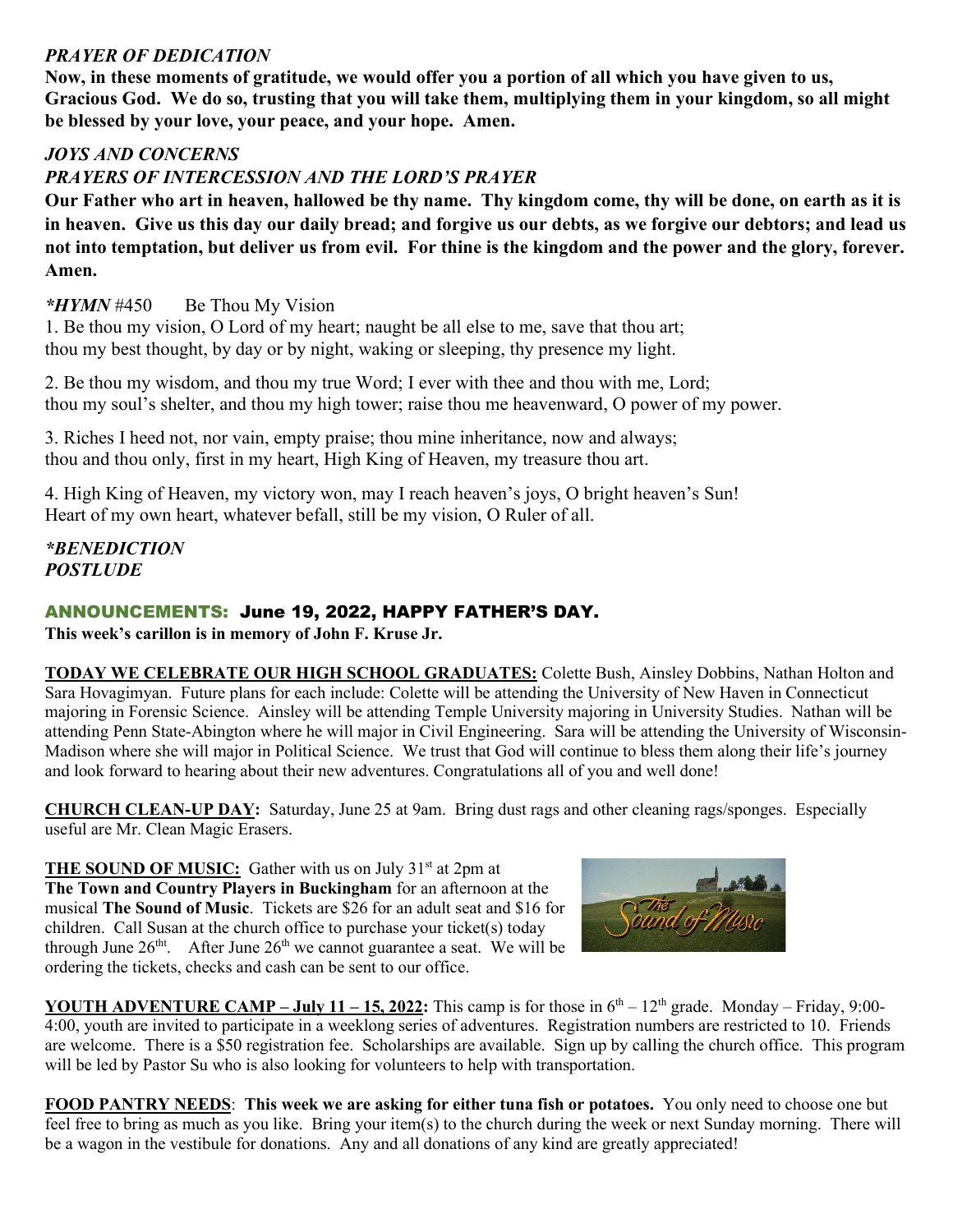*PRAYER OF DEDICATION*

**Now, in these moments of gratitude, we would offer you a portion of all which you have given to us, Gracious God. We do so, trusting that you will take them, multiplying them in your kingdom, so all might be blessed by your love, your peace, and your hope. Amen.**

*JOYS AND CONCERNS*

*PRAYERS OF INTERCESSION AND THE LORD'S PRAYER*

**Our Father who art in heaven, hallowed be thy name. Thy kingdom come, thy will be done, on earth as it is in heaven. Give us this day our daily bread; and forgive us our debts, as we forgive our debtors; and lead us not into temptation, but deliver us from evil. For thine is the kingdom and the power and the glory, forever. Amen.**

***HYMN** #450 Be Thou My Vision

1. Be thou my vision, O Lord of my heart; naught be all else to me, save that thou art; thou my best thought, by day or by night, waking or sleeping, thy presence my light.

2. Be thou my wisdom, and thou my true Word; I ever with thee and thou with me, Lord; thou my soul's shelter, and thou my high tower; raise thou me heavenward, O power of my power.

3. Riches I heed not, nor vain, empty praise; thou mine inheritance, now and always; thou and thou only, first in my heart, High King of Heaven, my treasure thou art.

4. High King of Heaven, my victory won, may I reach heaven's joys, O bright heaven's Sun! Heart of my own heart, whatever befall, still be my vision, O Ruler of all.

**\*BENEDICTION*

*POSTLUDE*

## ANNOUNCEMENTS: June 19, 2022, HAPPY FATHER'S DAY.

**This week's carillon is in memory of John F. Kruse Jr.**

**TODAY WE CELEBRATE OUR HIGH SCHOOL GRADUATES:** Colette Bush, Ainsley Dobbins, Nathan Holton and Sara Hovagimyan. Future plans for each include: Colette will be attending the University of New Haven in Connecticut majoring in Forensic Science. Ainsley will be attending Temple University majoring in University Studies. Nathan will be attending Penn State-Abington where he will major in Civil Engineering. Sara will be attending the University of Wisconsin-Madison where she will major in Political Science. We trust that God will continue to bless them along their life's journey and look forward to hearing about their new adventures. Congratulations all of you and well done!

**CHURCH CLEAN-UP DAY:** Saturday, June 25 at 9am. Bring dust rags and other cleaning rags/sponges. Especially useful are Mr. Clean Magic Erasers.

**THE SOUND OF MUSIC:** Gather with us on July 31st at 2pm at **The Town and Country Players in Buckingham** for an afternoon at the musical **The Sound of Music**. Tickets are $26 for an adult seat and $16 for children. Call Susan at the church office to purchase your ticket(s) today through June 26tht. After June 26th we cannot guarantee a seat. We will be ordering the tickets, checks and cash can be sent to our office.

**YOUTH ADVENTURE CAMP – July 11 – 15, 2022:** This camp is for those in 6th – 12th grade. Monday – Friday, 9:00-4:00, youth are invited to participate in a weeklong series of adventures. Registration numbers are restricted to 10. Friends are welcome. There is a $50 registration fee. Scholarships are available. Sign up by calling the church office. This program will be led by Pastor Su who is also looking for volunteers to help with transportation.

**FOOD PANTRY NEEDS**: **This week we are asking for either tuna fish or potatoes.** You only need to choose one but feel free to bring as much as you like. Bring your item(s) to the church during the week or next Sunday morning. There will be a wagon in the vestibule for donations. Any and all donations of any kind are greatly appreciated!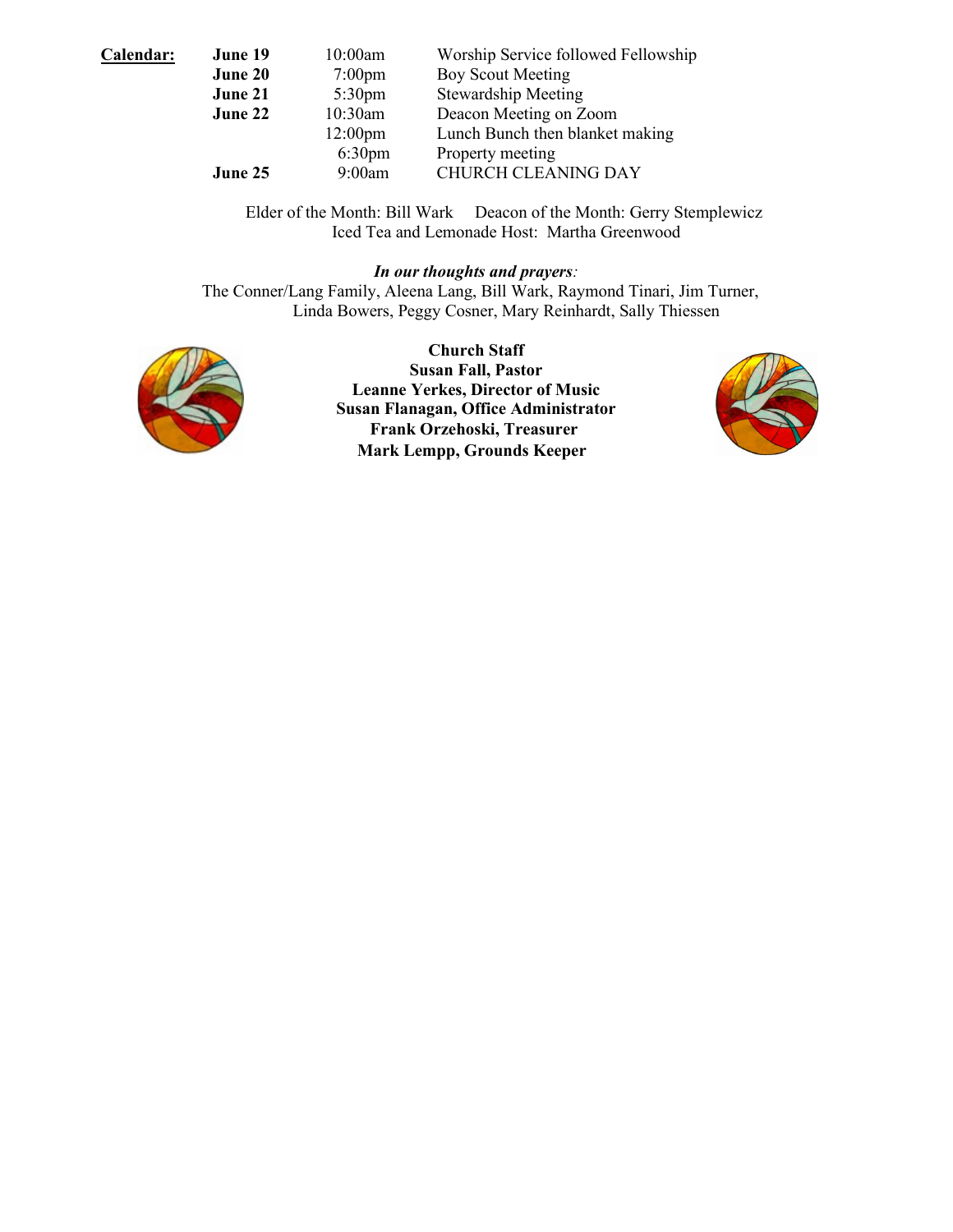**Calendar:**

| | | |
|---|---|---|
| **June 19** | 10:00am | Worship Service followed Fellowship |
| **June 20** | 7:00pm | Boy Scout Meeting |
| **June 21** | 5:30pm | Stewardship Meeting |
| **June 22** | 10:30am | Deacon Meeting on Zoom |
| | 12:00pm | Lunch Bunch then blanket making |
| | 6:30pm | Property meeting |
| **June 25** | 9:00am | CHURCH CLEANING DAY |

Elder of the Month: Bill Wark Deacon of the Month: Gerry Stemplewicz
Iced Tea and Lemonade Host: Martha Greenwood

***In our thoughts and prayers**:*

The Conner/Lang Family, Aleena Lang, Bill Wark, Raymond Tinari, Jim Turner, Linda Bowers, Peggy Cosner, Mary Reinhardt, Sally Thiessen

**Church Staff**
**Susan Fall, Pastor**
**Leanne Yerkes, Director of Music**
**Susan Flanagan, Office Administrator**
**Frank Orzehoski, Treasurer**
**Mark Lempp, Grounds Keeper**